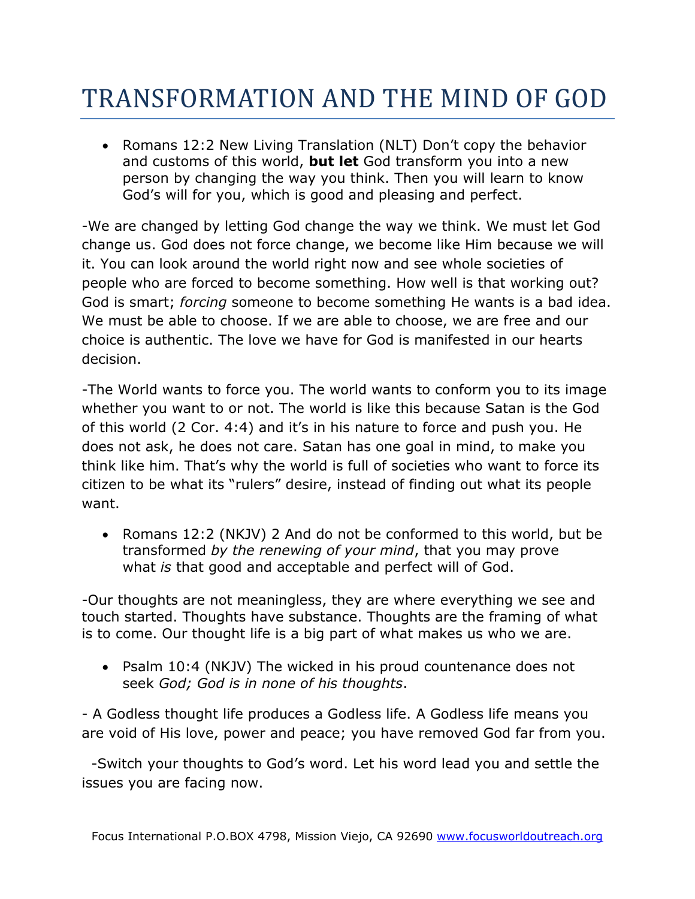# TRANSFORMATION AND THE MIND OF GOD

- Romans 12:2 New Living Translation (NLT) Don't copy the behavior and customs of this world, **but let** God transform you into a new person by changing the way you think. Then you will learn to know God's will for you, which is good and pleasing and perfect.

-We are changed by letting God change the way we think. We must let God change us. God does not force change, we become like Him because we will it. You can look around the world right now and see whole societies of people who are forced to become something. How well is that working out? God is smart; *forcing* someone to become something He wants is a bad idea. We must be able to choose. If we are able to choose, we are free and our choice is authentic. The love we have for God is manifested in our hearts decision.

-The World wants to force you. The world wants to conform you to its image whether you want to or not. The world is like this because Satan is the God of this world (2 Cor. 4:4) and it's in his nature to force and push you. He does not ask, he does not care. Satan has one goal in mind, to make you think like him. That's why the world is full of societies who want to force its citizen to be what its "rulers" desire, instead of finding out what its people want.

- Romans 12:2 (NKJV) 2 And do not be conformed to this world, but be transformed *by the renewing of your mind*, that you may prove what *is* that good and acceptable and perfect will of God.

-Our thoughts are not meaningless, they are where everything we see and touch started. Thoughts have substance. Thoughts are the framing of what is to come. Our thought life is a big part of what makes us who we are.

- Psalm 10:4 (NKJV) The wicked in his proud countenance does not seek *God; God is in none of his thoughts*.

- A Godless thought life produces a Godless life. A Godless life means you are void of His love, power and peace; you have removed God far from you.

-Switch your thoughts to God's word. Let his word lead you and settle the issues you are facing now.

Focus International P.O.BOX 4798, Mission Viejo, CA 92690 www.focusworldoutreach.org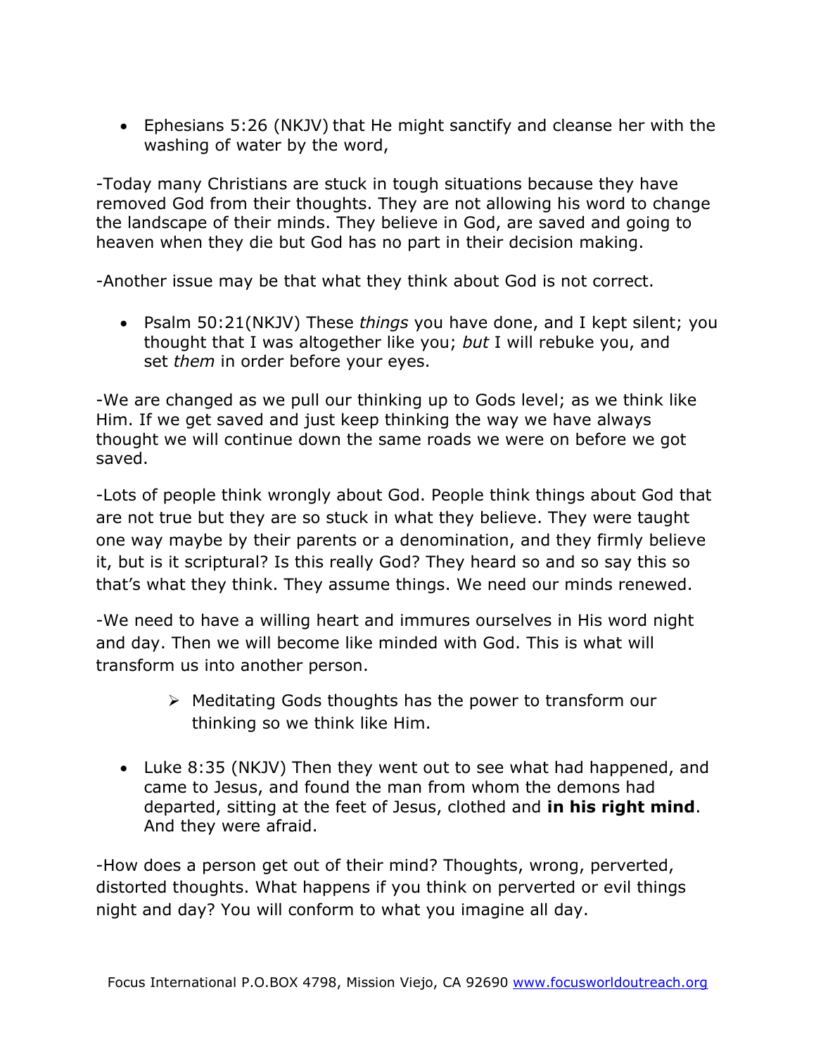- Ephesians 5:26 (NKJV) that He might sanctify and cleanse her with the washing of water by the word,

-Today many Christians are stuck in tough situations because they have removed God from their thoughts. They are not allowing his word to change the landscape of their minds. They believe in God, are saved and going to heaven when they die but God has no part in their decision making.

-Another issue may be that what they think about God is not correct.

- Psalm 50:21(NKJV) These *things* you have done, and I kept silent; you thought that I was altogether like you; *but* I will rebuke you, and set *them* in order before your eyes.

-We are changed as we pull our thinking up to Gods level; as we think like Him. If we get saved and just keep thinking the way we have always thought we will continue down the same roads we were on before we got saved.

-Lots of people think wrongly about God. People think things about God that are not true but they are so stuck in what they believe. They were taught one way maybe by their parents or a denomination, and they firmly believe it, but is it scriptural? Is this really God? They heard so and so say this so that's what they think. They assume things. We need our minds renewed.

-We need to have a willing heart and immures ourselves in His word night and day. Then we will become like minded with God. This is what will transform us into another person.

> - Meditating Gods thoughts has the power to transform our thinking so we think like Him.

- Luke 8:35 (NKJV) Then they went out to see what had happened, and came to Jesus, and found the man from whom the demons had departed, sitting at the feet of Jesus, clothed and **in his right mind**. And they were afraid.

-How does a person get out of their mind? Thoughts, wrong, perverted, distorted thoughts. What happens if you think on perverted or evil things night and day? You will conform to what you imagine all day.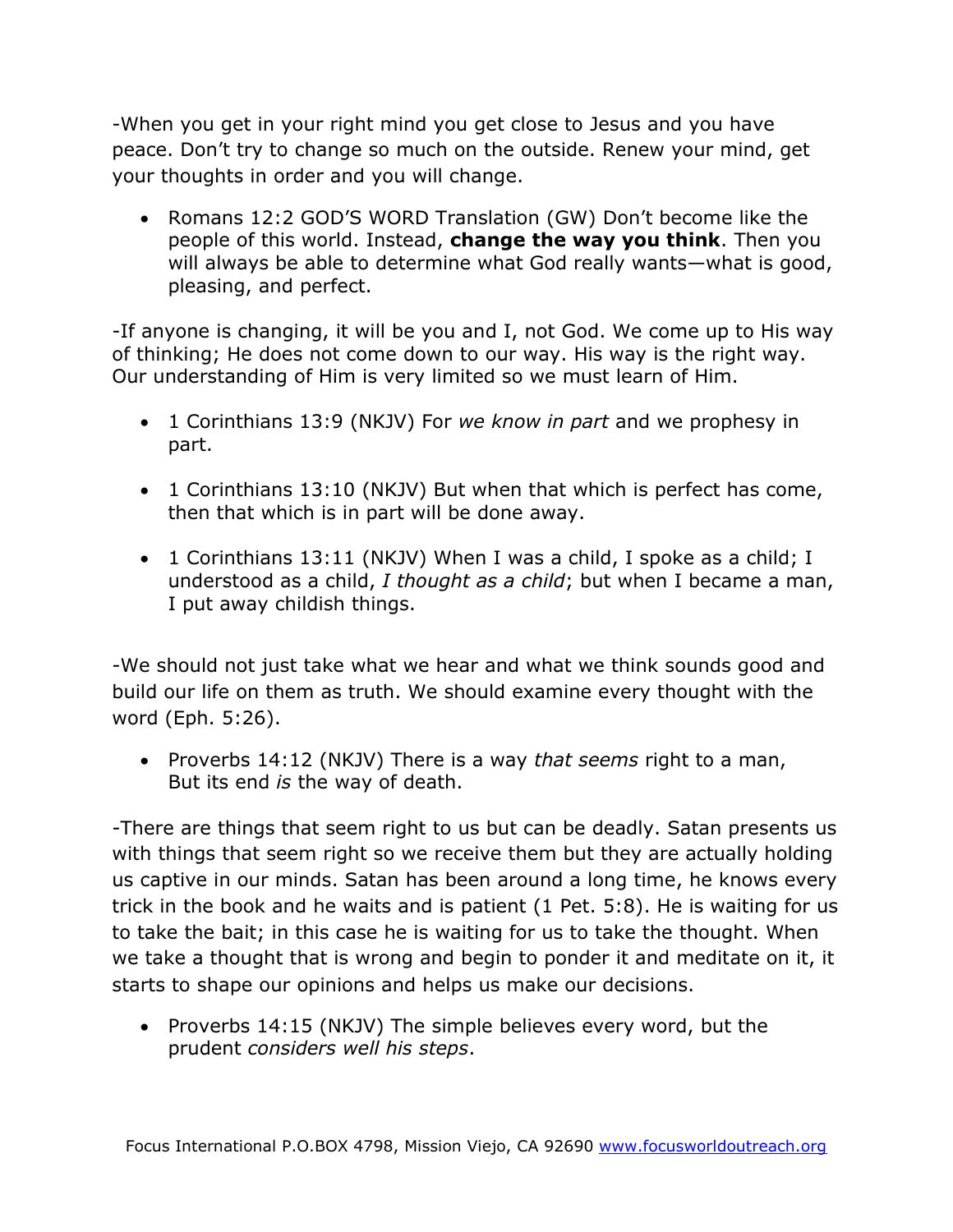-When you get in your right mind you get close to Jesus and you have peace. Don't try to change so much on the outside. Renew your mind, get your thoughts in order and you will change.

- Romans 12:2 GOD'S WORD Translation (GW) Don't become like the people of this world. Instead, **change the way you think**. Then you will always be able to determine what God really wants—what is good, pleasing, and perfect.

-If anyone is changing, it will be you and I, not God. We come up to His way of thinking; He does not come down to our way. His way is the right way. Our understanding of Him is very limited so we must learn of Him.

- 1 Corinthians 13:9 (NKJV) For *we know in part* and we prophesy in part.

- 1 Corinthians 13:10 (NKJV) But when that which is perfect has come, then that which is in part will be done away.

- 1 Corinthians 13:11 (NKJV) When I was a child, I spoke as a child; I understood as a child, *I thought as a child*; but when I became a man, I put away childish things.

-We should not just take what we hear and what we think sounds good and build our life on them as truth. We should examine every thought with the word (Eph. 5:26).

- Proverbs 14:12 (NKJV) There is a way *that seems* right to a man, But its end *is* the way of death.

-There are things that seem right to us but can be deadly. Satan presents us with things that seem right so we receive them but they are actually holding us captive in our minds. Satan has been around a long time, he knows every trick in the book and he waits and is patient (1 Pet. 5:8). He is waiting for us to take the bait; in this case he is waiting for us to take the thought. When we take a thought that is wrong and begin to ponder it and meditate on it, it starts to shape our opinions and helps us make our decisions.

- Proverbs 14:15 (NKJV) The simple believes every word, but the prudent *considers well his steps*.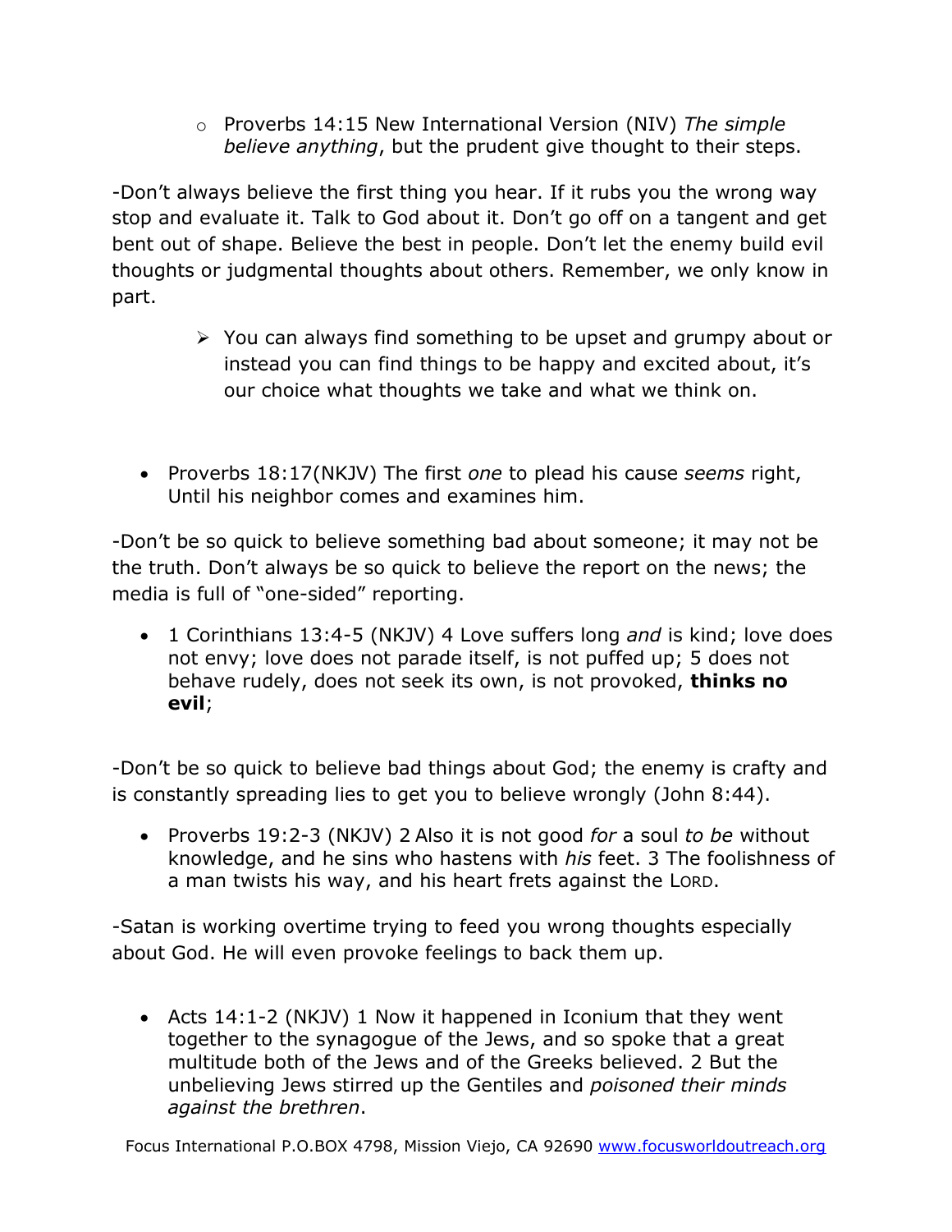- Proverbs 14:15 New International Version (NIV) *The simple believe anything*, but the prudent give thought to their steps.

-Don't always believe the first thing you hear. If it rubs you the wrong way stop and evaluate it. Talk to God about it. Don't go off on a tangent and get bent out of shape. Believe the best in people. Don't let the enemy build evil thoughts or judgmental thoughts about others. Remember, we only know in part.

- You can always find something to be upset and grumpy about or instead you can find things to be happy and excited about, it's our choice what thoughts we take and what we think on.

- Proverbs 18:17(NKJV) The first *one* to plead his cause *seems* right, Until his neighbor comes and examines him.

-Don't be so quick to believe something bad about someone; it may not be the truth. Don't always be so quick to believe the report on the news; the media is full of "one-sided" reporting.

- 1 Corinthians 13:4-5 (NKJV) 4 Love suffers long *and* is kind; love does not envy; love does not parade itself, is not puffed up; 5 does not behave rudely, does not seek its own, is not provoked, **thinks no evil**;

-Don't be so quick to believe bad things about God; the enemy is crafty and is constantly spreading lies to get you to believe wrongly (John 8:44).

- Proverbs 19:2-3 (NKJV) 2 Also it is not good *for* a soul *to be* without knowledge, and he sins who hastens with *his* feet. 3 The foolishness of a man twists his way, and his heart frets against the LORD.

-Satan is working overtime trying to feed you wrong thoughts especially about God. He will even provoke feelings to back them up.

- Acts 14:1-2 (NKJV) 1 Now it happened in Iconium that they went together to the synagogue of the Jews, and so spoke that a great multitude both of the Jews and of the Greeks believed. 2 But the unbelieving Jews stirred up the Gentiles and *poisoned their minds against the brethren*.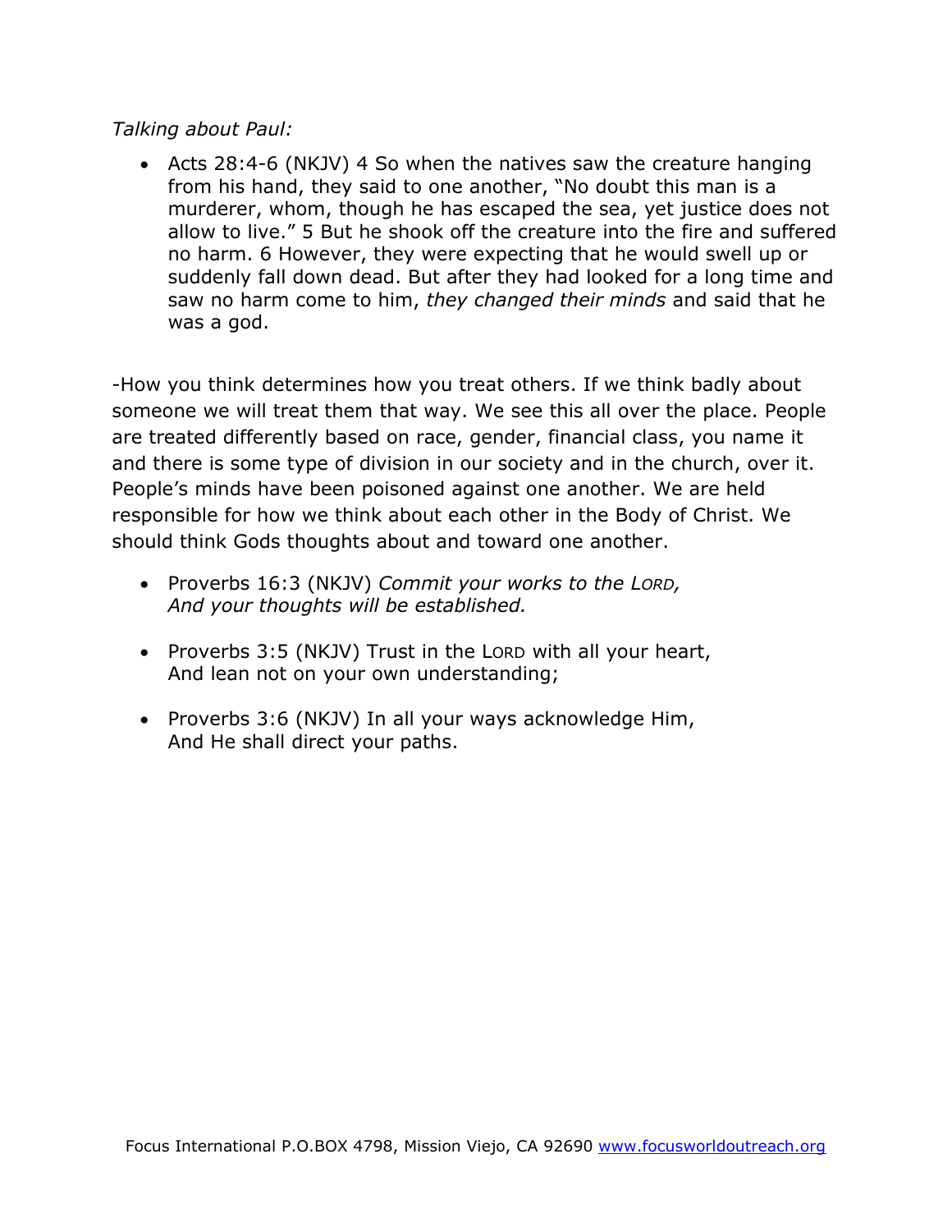*Talking about Paul:*

- Acts 28:4-6 (NKJV) 4 So when the natives saw the creature hanging from his hand, they said to one another, "No doubt this man is a murderer, whom, though he has escaped the sea, yet justice does not allow to live." 5 But he shook off the creature into the fire and suffered no harm. 6 However, they were expecting that he would swell up or suddenly fall down dead. But after they had looked for a long time and saw no harm come to him, *they changed their minds* and said that he was a god.

-How you think determines how you treat others. If we think badly about someone we will treat them that way. We see this all over the place. People are treated differently based on race, gender, financial class, you name it and there is some type of division in our society and in the church, over it. People's minds have been poisoned against one another. We are held responsible for how we think about each other in the Body of Christ. We should think Gods thoughts about and toward one another.

- Proverbs 16:3 (NKJV) *Commit your works to the LORD,*
  *And your thoughts will be established.*

- Proverbs 3:5 (NKJV) Trust in the LORD with all your heart,
  And lean not on your own understanding;

- Proverbs 3:6 (NKJV) In all your ways acknowledge Him,
  And He shall direct your paths.